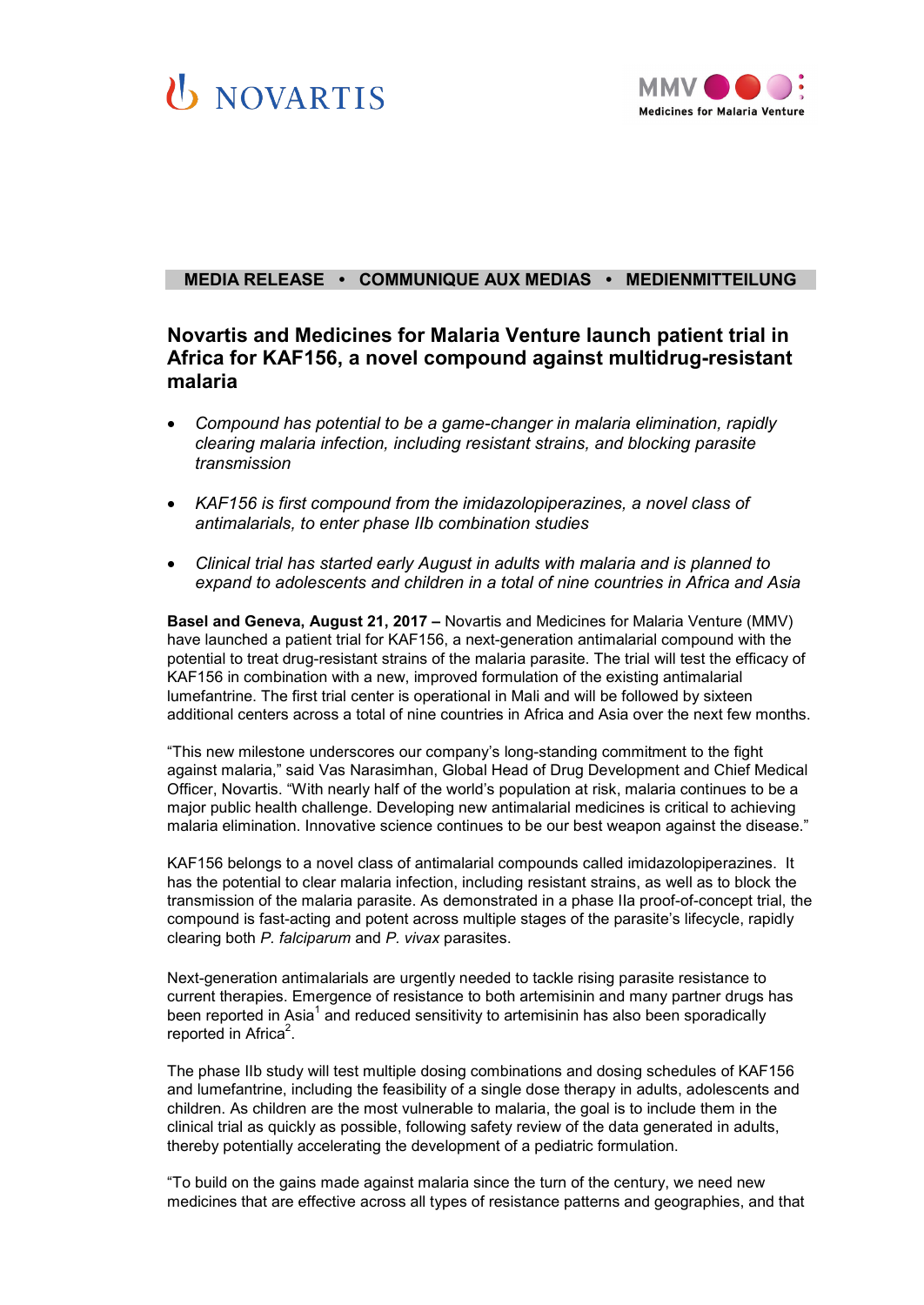NOVARTIS

MMV Medicines for Malaria Venture

**MEDIA RELEASE • COMMUNIQUE AUX MEDIAS • MEDIENMITTEILUNG**

# Novartis and Medicines for Malaria Venture launch patient trial in Africa for KAF156, a novel compound against multidrug-resistant malaria

- *Compound has potential to be a game-changer in malaria elimination, rapidly clearing malaria infection, including resistant strains, and blocking parasite transmission*
- *KAF156 is first compound from the imidazolopiperazines, a novel class of antimalarials, to enter phase IIb combination studies*
- *Clinical trial has started early August in adults with malaria and is planned to expand to adolescents and children in a total of nine countries in Africa and Asia*

**Basel and Geneva, August 21, 2017 –** Novartis and Medicines for Malaria Venture (MMV) have launched a patient trial for KAF156, a next-generation antimalarial compound with the potential to treat drug-resistant strains of the malaria parasite. The trial will test the efficacy of KAF156 in combination with a new, improved formulation of the existing antimalarial lumefantrine. The first trial center is operational in Mali and will be followed by sixteen additional centers across a total of nine countries in Africa and Asia over the next few months.

"This new milestone underscores our company's long-standing commitment to the fight against malaria," said Vas Narasimhan, Global Head of Drug Development and Chief Medical Officer, Novartis. "With nearly half of the world's population at risk, malaria continues to be a major public health challenge. Developing new antimalarial medicines is critical to achieving malaria elimination. Innovative science continues to be our best weapon against the disease."

KAF156 belongs to a novel class of antimalarial compounds called imidazolopiperazines. It has the potential to clear malaria infection, including resistant strains, as well as to block the transmission of the malaria parasite. As demonstrated in a phase IIa proof-of-concept trial, the compound is fast-acting and potent across multiple stages of the parasite's lifecycle, rapidly clearing both *P. falciparum* and *P. vivax* parasites.

Next-generation antimalarials are urgently needed to tackle rising parasite resistance to current therapies. Emergence of resistance to both artemisinin and many partner drugs has been reported in Asia[1] and reduced sensitivity to artemisinin has also been sporadically reported in Africa[2].

The phase IIb study will test multiple dosing combinations and dosing schedules of KAF156 and lumefantrine, including the feasibility of a single dose therapy in adults, adolescents and children. As children are the most vulnerable to malaria, the goal is to include them in the clinical trial as quickly as possible, following safety review of the data generated in adults, thereby potentially accelerating the development of a pediatric formulation.

"To build on the gains made against malaria since the turn of the century, we need new medicines that are effective across all types of resistance patterns and geographies, and that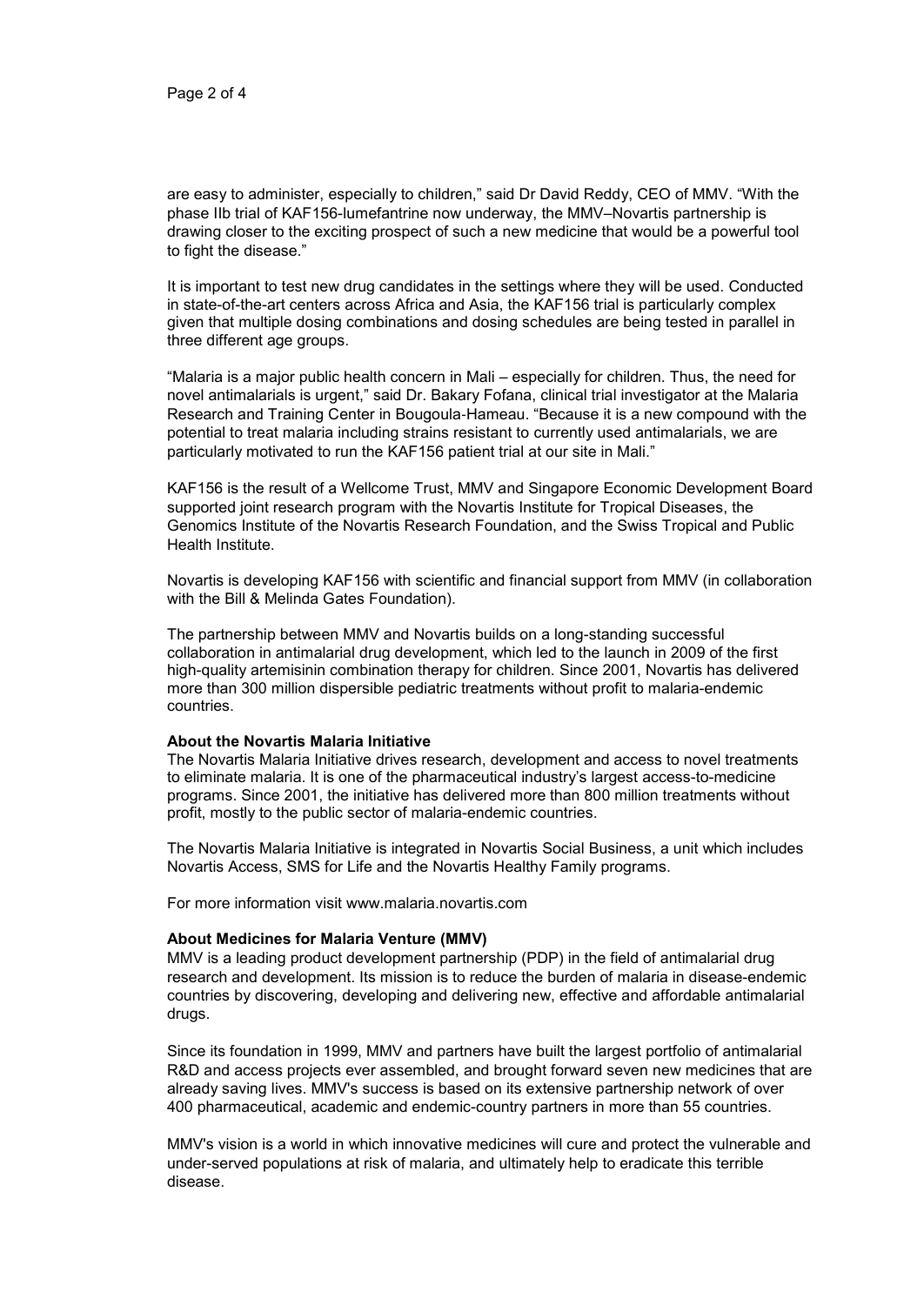are easy to administer, especially to children," said Dr David Reddy, CEO of MMV. "With the phase IIb trial of KAF156-lumefantrine now underway, the MMV–Novartis partnership is drawing closer to the exciting prospect of such a new medicine that would be a powerful tool to fight the disease."

It is important to test new drug candidates in the settings where they will be used. Conducted in state-of-the-art centers across Africa and Asia, the KAF156 trial is particularly complex given that multiple dosing combinations and dosing schedules are being tested in parallel in three different age groups.

"Malaria is a major public health concern in Mali – especially for children. Thus, the need for novel antimalarials is urgent," said Dr. Bakary Fofana, clinical trial investigator at the Malaria Research and Training Center in Bougoula-Hameau. "Because it is a new compound with the potential to treat malaria including strains resistant to currently used antimalarials, we are particularly motivated to run the KAF156 patient trial at our site in Mali."

KAF156 is the result of a Wellcome Trust, MMV and Singapore Economic Development Board supported joint research program with the Novartis Institute for Tropical Diseases, the Genomics Institute of the Novartis Research Foundation, and the Swiss Tropical and Public Health Institute.

Novartis is developing KAF156 with scientific and financial support from MMV (in collaboration with the Bill & Melinda Gates Foundation).

The partnership between MMV and Novartis builds on a long-standing successful collaboration in antimalarial drug development, which led to the launch in 2009 of the first high-quality artemisinin combination therapy for children. Since 2001, Novartis has delivered more than 300 million dispersible pediatric treatments without profit to malaria-endemic countries.

**About the Novartis Malaria Initiative**
The Novartis Malaria Initiative drives research, development and access to novel treatments to eliminate malaria. It is one of the pharmaceutical industry's largest access-to-medicine programs. Since 2001, the initiative has delivered more than 800 million treatments without profit, mostly to the public sector of malaria-endemic countries.

The Novartis Malaria Initiative is integrated in Novartis Social Business, a unit which includes Novartis Access, SMS for Life and the Novartis Healthy Family programs.

For more information visit www.malaria.novartis.com

**About Medicines for Malaria Venture (MMV)**
MMV is a leading product development partnership (PDP) in the field of antimalarial drug research and development. Its mission is to reduce the burden of malaria in disease-endemic countries by discovering, developing and delivering new, effective and affordable antimalarial drugs.

Since its foundation in 1999, MMV and partners have built the largest portfolio of antimalarial R&D and access projects ever assembled, and brought forward seven new medicines that are already saving lives. MMV's success is based on its extensive partnership network of over 400 pharmaceutical, academic and endemic-country partners in more than 55 countries.

MMV's vision is a world in which innovative medicines will cure and protect the vulnerable and under-served populations at risk of malaria, and ultimately help to eradicate this terrible disease.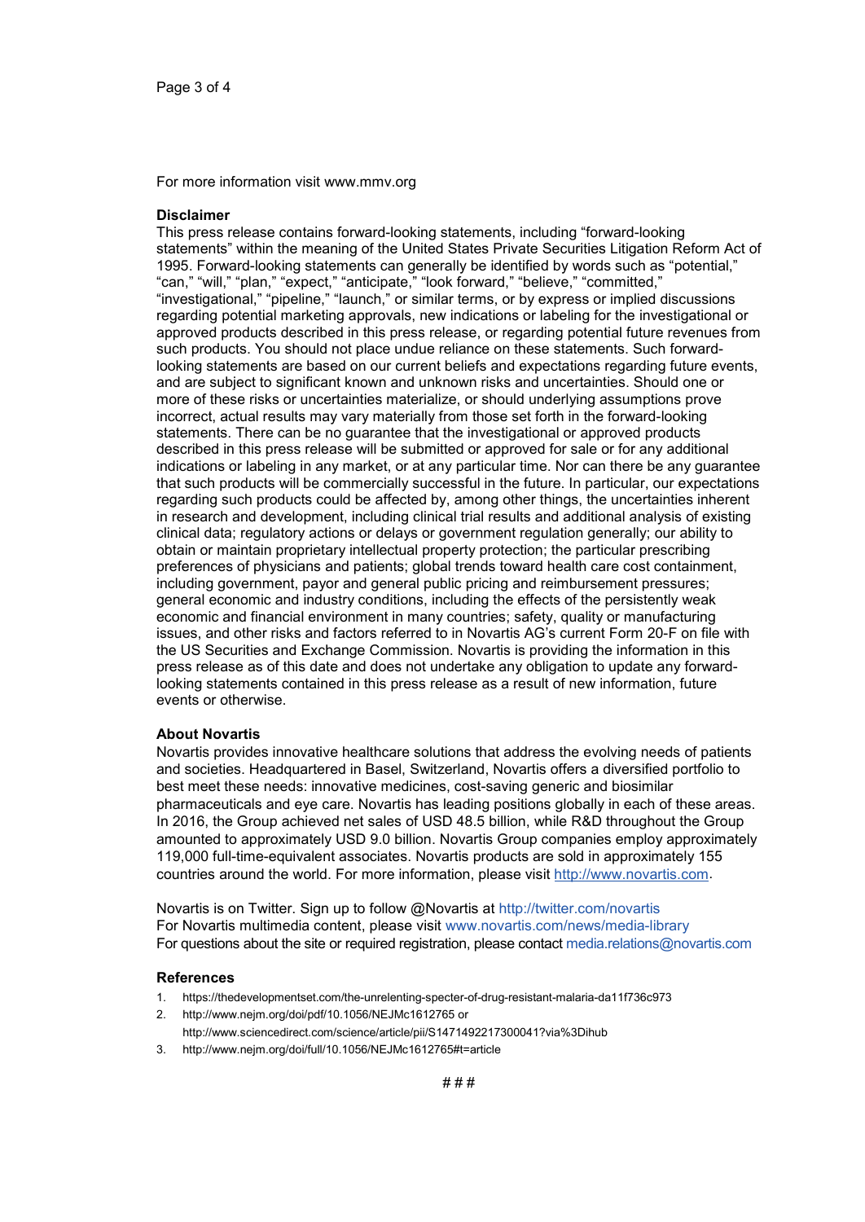For more information visit www.mmv.org

**Disclaimer**

This press release contains forward-looking statements, including "forward-looking statements" within the meaning of the United States Private Securities Litigation Reform Act of 1995. Forward-looking statements can generally be identified by words such as "potential," "can," "will," "plan," "expect," "anticipate," "look forward," "believe," "committed," "investigational," "pipeline," "launch," or similar terms, or by express or implied discussions regarding potential marketing approvals, new indications or labeling for the investigational or approved products described in this press release, or regarding potential future revenues from such products. You should not place undue reliance on these statements. Such forward-looking statements are based on our current beliefs and expectations regarding future events, and are subject to significant known and unknown risks and uncertainties. Should one or more of these risks or uncertainties materialize, or should underlying assumptions prove incorrect, actual results may vary materially from those set forth in the forward-looking statements. There can be no guarantee that the investigational or approved products described in this press release will be submitted or approved for sale or for any additional indications or labeling in any market, or at any particular time. Nor can there be any guarantee that such products will be commercially successful in the future. In particular, our expectations regarding such products could be affected by, among other things, the uncertainties inherent in research and development, including clinical trial results and additional analysis of existing clinical data; regulatory actions or delays or government regulation generally; our ability to obtain or maintain proprietary intellectual property protection; the particular prescribing preferences of physicians and patients; global trends toward health care cost containment, including government, payor and general public pricing and reimbursement pressures; general economic and industry conditions, including the effects of the persistently weak economic and financial environment in many countries; safety, quality or manufacturing issues, and other risks and factors referred to in Novartis AG's current Form 20-F on file with the US Securities and Exchange Commission. Novartis is providing the information in this press release as of this date and does not undertake any obligation to update any forward-looking statements contained in this press release as a result of new information, future events or otherwise.

**About Novartis**

Novartis provides innovative healthcare solutions that address the evolving needs of patients and societies. Headquartered in Basel, Switzerland, Novartis offers a diversified portfolio to best meet these needs: innovative medicines, cost-saving generic and biosimilar pharmaceuticals and eye care. Novartis has leading positions globally in each of these areas. In 2016, the Group achieved net sales of USD 48.5 billion, while R&D throughout the Group amounted to approximately USD 9.0 billion. Novartis Group companies employ approximately 119,000 full-time-equivalent associates. Novartis products are sold in approximately 155 countries around the world. For more information, please visit http://www.novartis.com.

Novartis is on Twitter. Sign up to follow @Novartis at http://twitter.com/novartis
For Novartis multimedia content, please visit www.novartis.com/news/media-library
For questions about the site or required registration, please contact media.relations@novartis.com

**References**

1. https://thedevelopmentset.com/the-unrelenting-specter-of-drug-resistant-malaria-da11f736c973
2. http://www.nejm.org/doi/pdf/10.1056/NEJMc1612765 or http://www.sciencedirect.com/science/article/pii/S1471492217300041?via%3Dihub
3. http://www.nejm.org/doi/full/10.1056/NEJMc1612765#t=article

# # #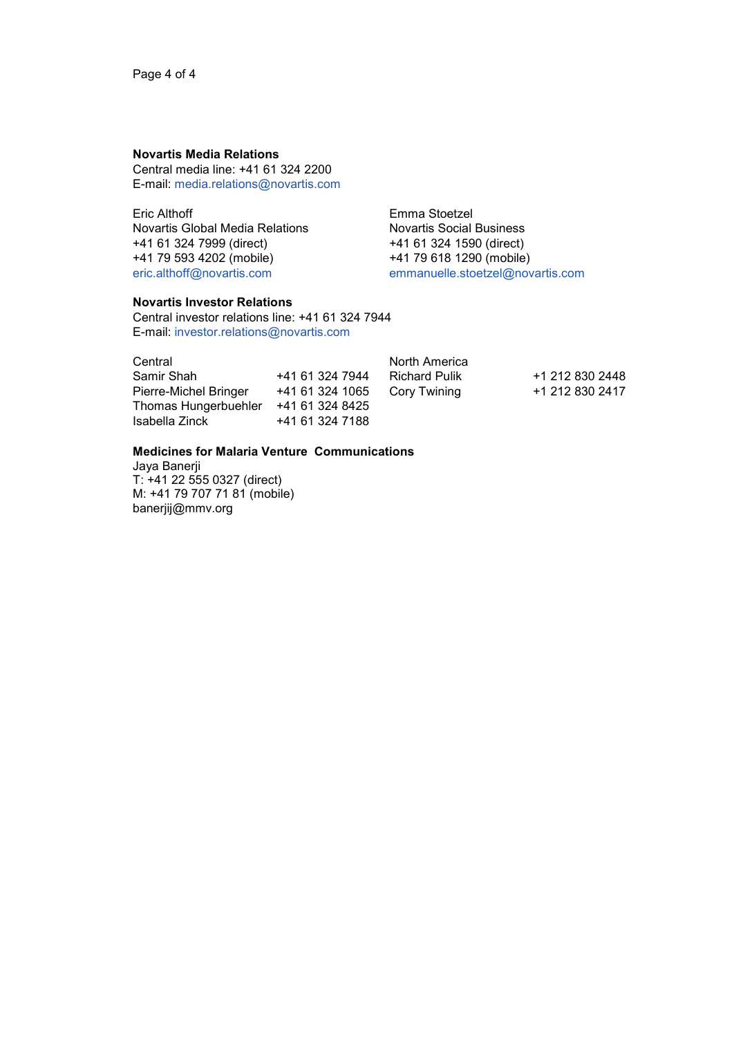**Novartis Media Relations**
Central media line: +41 61 324 2200
E-mail: media.relations@novartis.com

Eric Althoff
Novartis Global Media Relations
+41 61 324 7999 (direct)
+41 79 593 4202 (mobile)
eric.althoff@novartis.com

Emma Stoetzel
Novartis Social Business
+41 61 324 1590 (direct)
+41 79 618 1290 (mobile)
emmanuelle.stoetzel@novartis.com

**Novartis Investor Relations**
Central investor relations line: +41 61 324 7944
E-mail: investor.relations@novartis.com

| | | | |
|---|---|---|---|
| Central | | North America | |
| Samir Shah | +41 61 324 7944 | Richard Pulik | +1 212 830 2448 |
| Pierre-Michel Bringer | +41 61 324 1065 | Cory Twining | +1 212 830 2417 |
| Thomas Hungerbuehler | +41 61 324 8425 | | |
| Isabella Zinck | +41 61 324 7188 | | |

**Medicines for Malaria Venture Communications**
Jaya Banerji
T: +41 22 555 0327 (direct)
M: +41 79 707 71 81 (mobile)
banerjij@mmv.org